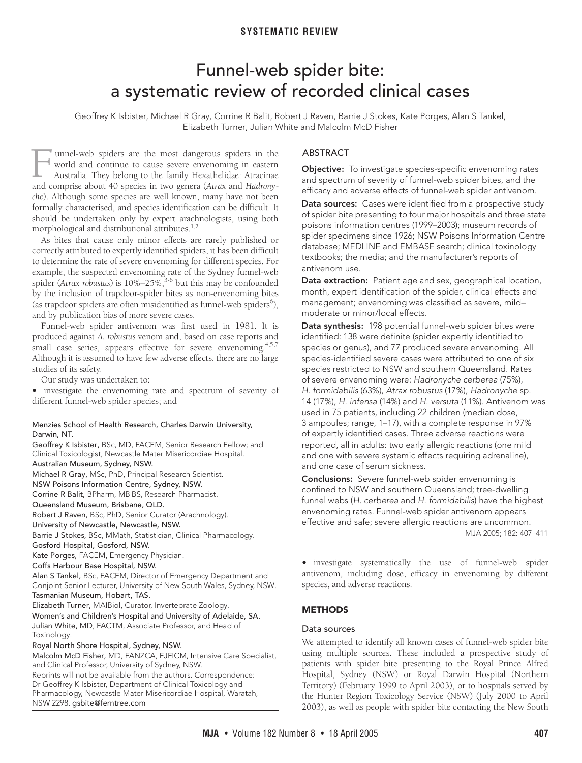SYSTEMATIC REVIEW

# Funnel-web spider bite: a systematic review of recorded clinical cases

Geoffrey K Isbister, Michael R Gray, Corrine R Balit, Robert J Raven, Barrie J Stokes, Kate Porges, Alan S Tankel, Elizabeth Turner, Julian White and Malcolm McD Fisher

## ABSTRACT

**Objective:** To investigate species-specific envenoming rates and spectrum of severity of funnel-web spider bites, and the efficacy and adverse effects of funnel-web spider antivenom.

**Data sources:** Cases were identified from a prospective study of spider bite presenting to four major hospitals and three state poisons information centres (1999–2003); museum records of spider specimens since 1926; NSW Poisons Information Centre database; MEDLINE and EMBASE search; clinical toxinology textbooks; the media; and the manufacturer's reports of antivenom use.

**Data extraction:** Patient age and sex, geographical location, month, expert identification of the spider, clinical effects and management; envenoming was classified as severe, mild–moderate or minor/local effects.

**Data synthesis:** 198 potential funnel-web spider bites were identified: 138 were definite (spider expertly identified to species or genus), and 77 produced severe envenoming. All species-identified severe cases were attributed to one of six species restricted to NSW and southern Queensland. Rates of severe envenoming were: *Hadronyche cerberea* (75%), *H. formidabilis* (63%), *Atrax robustus* (17%), *Hadronyche* sp. 14 (17%), *H. infensa* (14%) and *H. versuta* (11%). Antivenom was used in 75 patients, including 22 children (median dose, 3 ampoules; range, 1–17), with a complete response in 97% of expertly identified cases. Three adverse reactions were reported, all in adults: two early allergic reactions (one mild and one with severe systemic effects requiring adrenaline), and one case of serum sickness.

**Conclusions:** Severe funnel-web spider envenoming is confined to NSW and southern Queensland; tree-dwelling funnel webs (*H. cerberea* and *H. formidabilis*) have the highest envenoming rates. Funnel-web spider antivenom appears effective and safe; severe allergic reactions are uncommon.

MJA 2005; 182: 407–411

Funnel-web spiders are the most dangerous spiders in the world and continue to cause severe envenoming in eastern Australia. They belong to the family Hexathelidae: Atracinae and comprise about 40 species in two genera (*Atrax* and *Hadronyche*). Although some species are well known, many have not been formally characterised, and species identification can be difficult. It should be undertaken only by expert arachnologists, using both morphological and distributional attributes.[1,2]

As bites that cause only minor effects are rarely published or correctly attributed to expertly identified spiders, it has been difficult to determine the rate of severe envenoming for different species. For example, the suspected envenoming rate of the Sydney funnel-web spider (*Atrax robustus*) is 10%–25%,[3-6] but this may be confounded by the inclusion of trapdoor-spider bites as non-envenoming bites (as trapdoor spiders are often misidentified as funnel-web spiders[6]), and by publication bias of more severe cases.

Funnel-web spider antivenom was first used in 1981. It is produced against *A. robustus* venom and, based on case reports and small case series, appears effective for severe envenoming.[4,5,7] Although it is assumed to have few adverse effects, there are no large studies of its safety.

Our study was undertaken to:

- investigate the envenoming rate and spectrum of severity of different funnel-web spider species; and
- investigate systematically the use of funnel-web spider antivenom, including dose, efficacy in envenoming by different species, and adverse reactions.

## METHODS

### Data sources

We attempted to identify all known cases of funnel-web spider bite using multiple sources. These included a prospective study of patients with spider bite presenting to the Royal Prince Alfred Hospital, Sydney (NSW) or Royal Darwin Hospital (Northern Territory) (February 1999 to April 2003), or to hospitals served by the Hunter Region Toxicology Service (NSW) (July 2000 to April 2003), as well as people with spider bite contacting the New South

---

Menzies School of Health Research, Charles Darwin University, Darwin, NT.
Geoffrey K Isbister, BSc, MD, FACEM, Senior Research Fellow; and Clinical Toxicologist, Newcastle Mater Misericordiae Hospital.
Australian Museum, Sydney, NSW.
Michael R Gray, MSc, PhD, Principal Research Scientist.
NSW Poisons Information Centre, Sydney, NSW.
Corrine R Balit, BPharm, MB BS, Research Pharmacist.
Queensland Museum, Brisbane, QLD.
Robert J Raven, BSc, PhD, Senior Curator (Arachnology).
University of Newcastle, Newcastle, NSW.
Barrie J Stokes, BSc, MMath, Statistician, Clinical Pharmacology.
Gosford Hospital, Gosford, NSW.
Kate Porges, FACEM, Emergency Physician.
Coffs Harbour Base Hospital, NSW.
Alan S Tankel, BSc, FACEM, Director of Emergency Department and Conjoint Senior Lecturer, University of New South Wales, Sydney, NSW.
Tasmanian Museum, Hobart, TAS.
Elizabeth Turner, MAIBiol, Curator, Invertebrate Zoology.
Women's and Children's Hospital and University of Adelaide, SA.
Julian White, MD, FACTM, Associate Professor, and Head of Toxinology.
Royal North Shore Hospital, Sydney, NSW.
Malcolm McD Fisher, MD, FANZCA, FJFICM, Intensive Care Specialist, and Clinical Professor, University of Sydney, NSW.
Reprints will not be available from the authors. Correspondence: Dr Geoffrey K Isbister, Department of Clinical Toxicology and Pharmacology, Newcastle Mater Misericordiae Hospital, Waratah, NSW 2298. gsbite@ferntree.com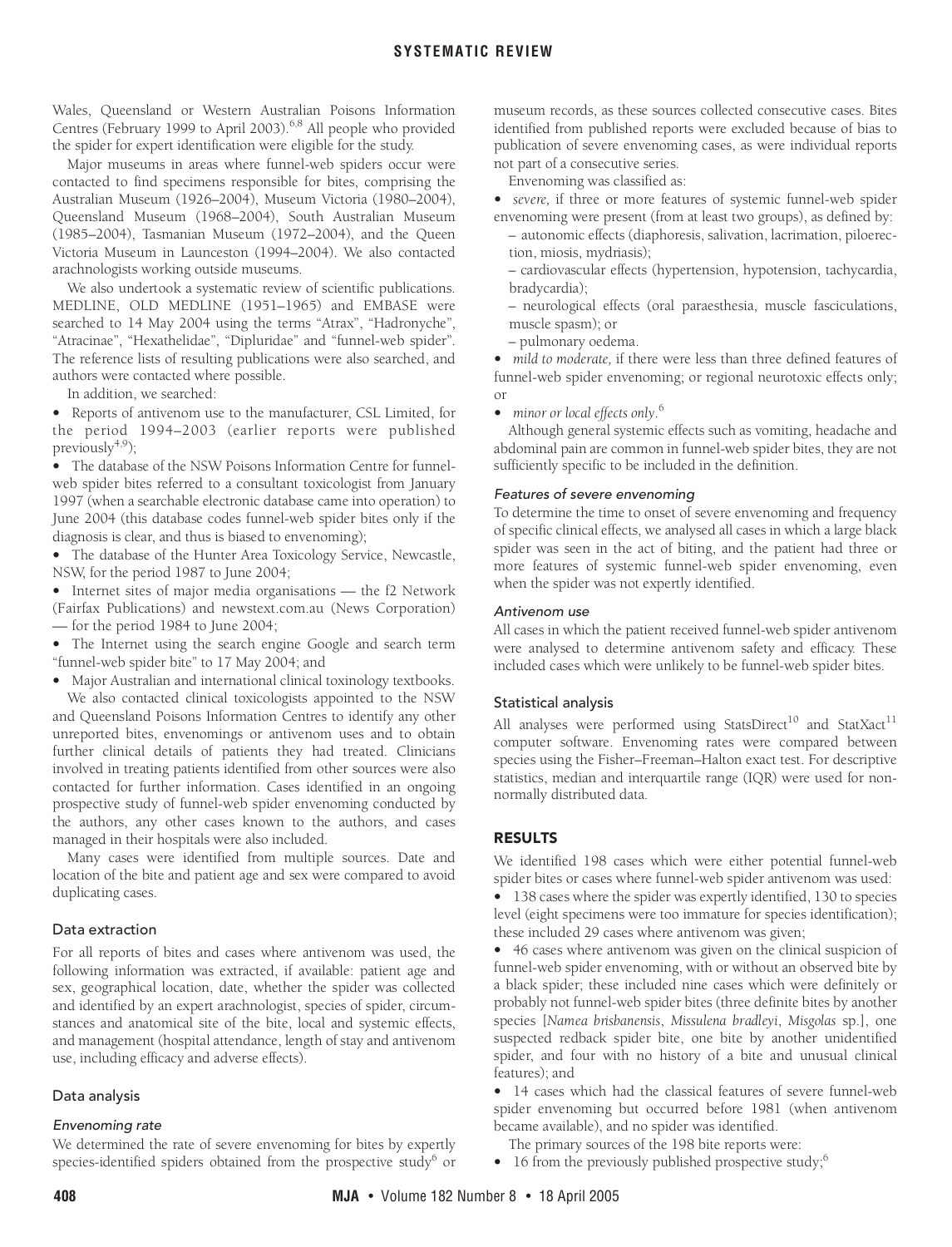Wales, Queensland or Western Australian Poisons Information Centres (February 1999 to April 2003).[6,8] All people who provided the spider for expert identification were eligible for the study.

Major museums in areas where funnel-web spiders occur were contacted to find specimens responsible for bites, comprising the Australian Museum (1926–2004), Museum Victoria (1980–2004), Queensland Museum (1968–2004), South Australian Museum (1985–2004), Tasmanian Museum (1972–2004), and the Queen Victoria Museum in Launceston (1994–2004). We also contacted arachnologists working outside museums.

We also undertook a systematic review of scientific publications. MEDLINE, OLD MEDLINE (1951–1965) and EMBASE were searched to 14 May 2004 using the terms "Atrax", "Hadronyche", "Atracinae", "Hexathelidae", "Dipluridae" and "funnel-web spider". The reference lists of resulting publications were also searched, and authors were contacted where possible.

In addition, we searched:

- Reports of antivenom use to the manufacturer, CSL Limited, for the period 1994–2003 (earlier reports were published previously[4,9]);
- The database of the NSW Poisons Information Centre for funnel-web spider bites referred to a consultant toxicologist from January 1997 (when a searchable electronic database came into operation) to June 2004 (this database codes funnel-web spider bites only if the diagnosis is clear, and thus is biased to envenoming);
- The database of the Hunter Area Toxicology Service, Newcastle, NSW, for the period 1987 to June 2004;
- Internet sites of major media organisations — the f2 Network (Fairfax Publications) and newstext.com.au (News Corporation) — for the period 1984 to June 2004;
- The Internet using the search engine Google and search term "funnel-web spider bite" to 17 May 2004; and
- Major Australian and international clinical toxinology textbooks.

We also contacted clinical toxicologists appointed to the NSW and Queensland Poisons Information Centres to identify any other unreported bites, envenomings or antivenom uses and to obtain further clinical details of patients they had treated. Clinicians involved in treating patients identified from other sources were also contacted for further information. Cases identified in an ongoing prospective study of funnel-web spider envenoming conducted by the authors, any other cases known to the authors, and cases managed in their hospitals were also included.

Many cases were identified from multiple sources. Date and location of the bite and patient age and sex were compared to avoid duplicating cases.

### Data extraction

For all reports of bites and cases where antivenom was used, the following information was extracted, if available: patient age and sex, geographical location, date, whether the spider was collected and identified by an expert arachnologist, species of spider, circumstances and anatomical site of the bite, local and systemic effects, and management (hospital attendance, length of stay and antivenom use, including efficacy and adverse effects).

### Data analysis

#### *Envenoming rate*

We determined the rate of severe envenoming for bites by expertly species-identified spiders obtained from the prospective study[6] or museum records, as these sources collected consecutive cases. Bites identified from published reports were excluded because of bias to publication of severe envenoming cases, as were individual reports not part of a consecutive series.

Envenoming was classified as:

- *severe,* if three or more features of systemic funnel-web spider envenoming were present (from at least two groups), as defined by:
  - autonomic effects (diaphoresis, salivation, lacrimation, piloerection, miosis, mydriasis);
  - cardiovascular effects (hypertension, hypotension, tachycardia, bradycardia);
  - neurological effects (oral paraesthesia, muscle fasciculations, muscle spasm); or
  - pulmonary oedema.
- *mild to moderate,* if there were less than three defined features of funnel-web spider envenoming; or regional neurotoxic effects only; or
- *minor or local effects only*.[6]

Although general systemic effects such as vomiting, headache and abdominal pain are common in funnel-web spider bites, they are not sufficiently specific to be included in the definition.

#### *Features of severe envenoming*

To determine the time to onset of severe envenoming and frequency of specific clinical effects, we analysed all cases in which a large black spider was seen in the act of biting, and the patient had three or more features of systemic funnel-web spider envenoming, even when the spider was not expertly identified.

#### *Antivenom use*

All cases in which the patient received funnel-web spider antivenom were analysed to determine antivenom safety and efficacy. These included cases which were unlikely to be funnel-web spider bites.

### Statistical analysis

All analyses were performed using StatsDirect[10] and StatXact[11] computer software. Envenoming rates were compared between species using the Fisher–Freeman–Halton exact test. For descriptive statistics, median and interquartile range (IQR) were used for non-normally distributed data.

## RESULTS

We identified 198 cases which were either potential funnel-web spider bites or cases where funnel-web spider antivenom was used:

- 138 cases where the spider was expertly identified, 130 to species level (eight specimens were too immature for species identification); these included 29 cases where antivenom was given;
- 46 cases where antivenom was given on the clinical suspicion of funnel-web spider envenoming, with or without an observed bite by a black spider; these included nine cases which were definitely or probably not funnel-web spider bites (three definite bites by another species [*Namea brisbanensis*, *Missulena bradleyi*, *Misgolas* sp.], one suspected redback spider bite, one bite by another unidentified spider, and four with no history of a bite and unusual clinical features); and
- 14 cases which had the classical features of severe funnel-web spider envenoming but occurred before 1981 (when antivenom became available), and no spider was identified.

The primary sources of the 198 bite reports were:

- 16 from the previously published prospective study;[6]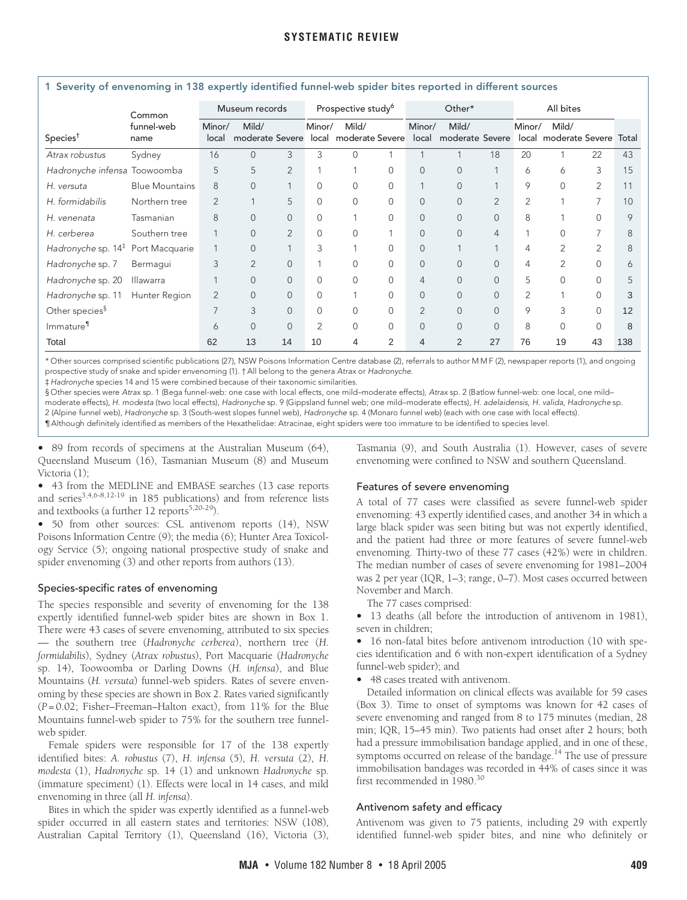**1 Severity of envenoming in 138 expertly identified funnel-web spider bites reported in different sources**

| Species[†] | Common funnel-web name | Museum records | | | Prospective study[6] | | | Other* | | | All bites | | | |
|---|---|---|---|---|---|---|---|---|---|---|---|---|---|---|
| | | Minor/ local | Mild/ moderate | Severe | Minor/ local | Mild/ moderate | Severe | Minor/ local | Mild/ moderate | Severe | Minor/ local | Mild/ moderate | Severe | Total |
| *Atrax robustus* | Sydney | 16 | 0 | 3 | 3 | 0 | 1 | 1 | 1 | 18 | 20 | 1 | 22 | 43 |
| *Hadronyche infensa* | Toowoomba | 5 | 5 | 2 | 1 | 1 | 0 | 0 | 0 | 1 | 6 | 6 | 3 | 15 |
| *H. versuta* | Blue Mountains | 8 | 0 | 1 | 0 | 0 | 0 | 1 | 0 | 1 | 9 | 0 | 2 | 11 |
| *H. formidabilis* | Northern tree | 2 | 1 | 5 | 0 | 0 | 0 | 0 | 0 | 2 | 2 | 1 | 7 | 10 |
| *H. venenata* | Tasmanian | 8 | 0 | 0 | 0 | 1 | 0 | 0 | 0 | 0 | 8 | 1 | 0 | 9 |
| *H. cerberea* | Southern tree | 1 | 0 | 2 | 0 | 0 | 1 | 0 | 0 | 4 | 1 | 0 | 7 | 8 |
| *Hadronyche* sp. 14[‡] | Port Macquarie | 1 | 0 | 1 | 3 | 1 | 0 | 0 | 1 | 1 | 4 | 2 | 2 | 8 |
| *Hadronyche* sp. 7 | Bermagui | 3 | 2 | 0 | 1 | 0 | 0 | 0 | 0 | 0 | 4 | 2 | 0 | 6 |
| *Hadronyche* sp. 20 | Illawarra | 1 | 0 | 0 | 0 | 0 | 0 | 4 | 0 | 0 | 5 | 0 | 0 | 5 |
| *Hadronyche* sp. 11 | Hunter Region | 2 | 0 | 0 | 0 | 1 | 0 | 0 | 0 | 0 | 2 | 1 | 0 | 3 |
| Other species[§] | | 7 | 3 | 0 | 0 | 0 | 0 | 2 | 0 | 0 | 9 | 3 | 0 | 12 |
| Immature[¶] | | 6 | 0 | 0 | 2 | 0 | 0 | 0 | 0 | 0 | 8 | 0 | 0 | 8 |
| Total | | 62 | 13 | 14 | 10 | 4 | 2 | 4 | 2 | 27 | 76 | 19 | 43 | 138 |

\* Other sources comprised scientific publications (27), NSW Poisons Information Centre database (2), referrals to author M M F (2), newspaper reports (1), and ongoing prospective study of snake and spider envenoming (1). † All belong to the genera *Atrax* or *Hadronyche*.
‡ *Hadronyche* species 14 and 15 were combined because of their taxonomic similarities.
§ Other species were *Atrax* sp. 1 (Bega funnel-web: one case with local effects, one mild–moderate effects), *Atrax* sp. 2 (Batlow funnel-web: one local, one mild–moderate effects), *H. modesta* (two local effects), *Hadronyche* sp. 9 (Gippsland funnel web; one mild–moderate effects), *H. adelaidensis, H. valida, Hadronyche* sp. 2 (Alpine funnel web), *Hadronyche* sp. 3 (South-west slopes funnel web), *Hadronyche* sp. 4 (Monaro funnel web) (each with one case with local effects).
¶ Although definitely identified as members of the Hexathelidae: Atracinae, eight spiders were too immature to be identified to species level.

- 89 from records of specimens at the Australian Museum (64), Queensland Museum (16), Tasmanian Museum (8) and Museum Victoria (1);
- 43 from the MEDLINE and EMBASE searches (13 case reports and series[3,4,6-8,12-19] in 185 publications) and from reference lists and textbooks (a further 12 reports[5,20-29]).
- 50 from other sources: CSL antivenom reports (14), NSW Poisons Information Centre (9); the media (6); Hunter Area Toxicology Service (5); ongoing national prospective study of snake and spider envenoming (3) and other reports from authors (13).

## Species-specific rates of envenoming

The species responsible and severity of envenoming for the 138 expertly identified funnel-web spider bites are shown in Box 1. There were 43 cases of severe envenoming, attributed to six species — the southern tree (*Hadronyche cerberea*), northern tree (*H. formidabilis*), Sydney (*Atrax robustus*), Port Macquarie (*Hadronyche* sp. 14), Toowoomba or Darling Downs (*H. infensa*), and Blue Mountains (*H. versuta*) funnel-web spiders. Rates of severe envenoming by these species are shown in Box 2. Rates varied significantly ($P = 0.02$; Fisher–Freeman–Halton exact), from 11% for the Blue Mountains funnel-web spider to 75% for the southern tree funnel-web spider.

Female spiders were responsible for 17 of the 138 expertly identified bites: *A. robustus* (7), *H. infensa* (5), *H. versuta* (2), *H. modesta* (1), *Hadronyche* sp. 14 (1) and unknown *Hadronyche* sp. (immature speciment) (1). Effects were local in 14 cases, and mild envenoming in three (all *H. infensa*).

Bites in which the spider was expertly identified as a funnel-web spider occurred in all eastern states and territories: NSW (108), Australian Capital Territory (1), Queensland (16), Victoria (3), Tasmania (9), and South Australia (1). However, cases of severe envenoming were confined to NSW and southern Queensland.

## Features of severe envenoming

A total of 77 cases were classified as severe funnel-web spider envenoming: 43 expertly identified cases, and another 34 in which a large black spider was seen biting but was not expertly identified, and the patient had three or more features of severe funnel-web envenoming. Thirty-two of these 77 cases (42%) were in children. The median number of cases of severe envenoming for 1981–2004 was 2 per year (IQR, 1–3; range, 0–7). Most cases occurred between November and March.

The 77 cases comprised:

- 13 deaths (all before the introduction of antivenom in 1981), seven in children;
- 16 non-fatal bites before antivenom introduction (10 with species identification and 6 with non-expert identification of a Sydney funnel-web spider); and
- 48 cases treated with antivenom.

Detailed information on clinical effects was available for 59 cases (Box 3). Time to onset of symptoms was known for 42 cases of severe envenoming and ranged from 8 to 175 minutes (median, 28 min; IQR, 15–45 min). Two patients had onset after 2 hours; both had a pressure immobilisation bandage applied, and in one of these, symptoms occurred on release of the bandage.[14] The use of pressure immobilisation bandages was recorded in 44% of cases since it was first recommended in 1980.[30]

## Antivenom safety and efficacy

Antivenom was given to 75 patients, including 29 with expertly identified funnel-web spider bites, and nine who definitely or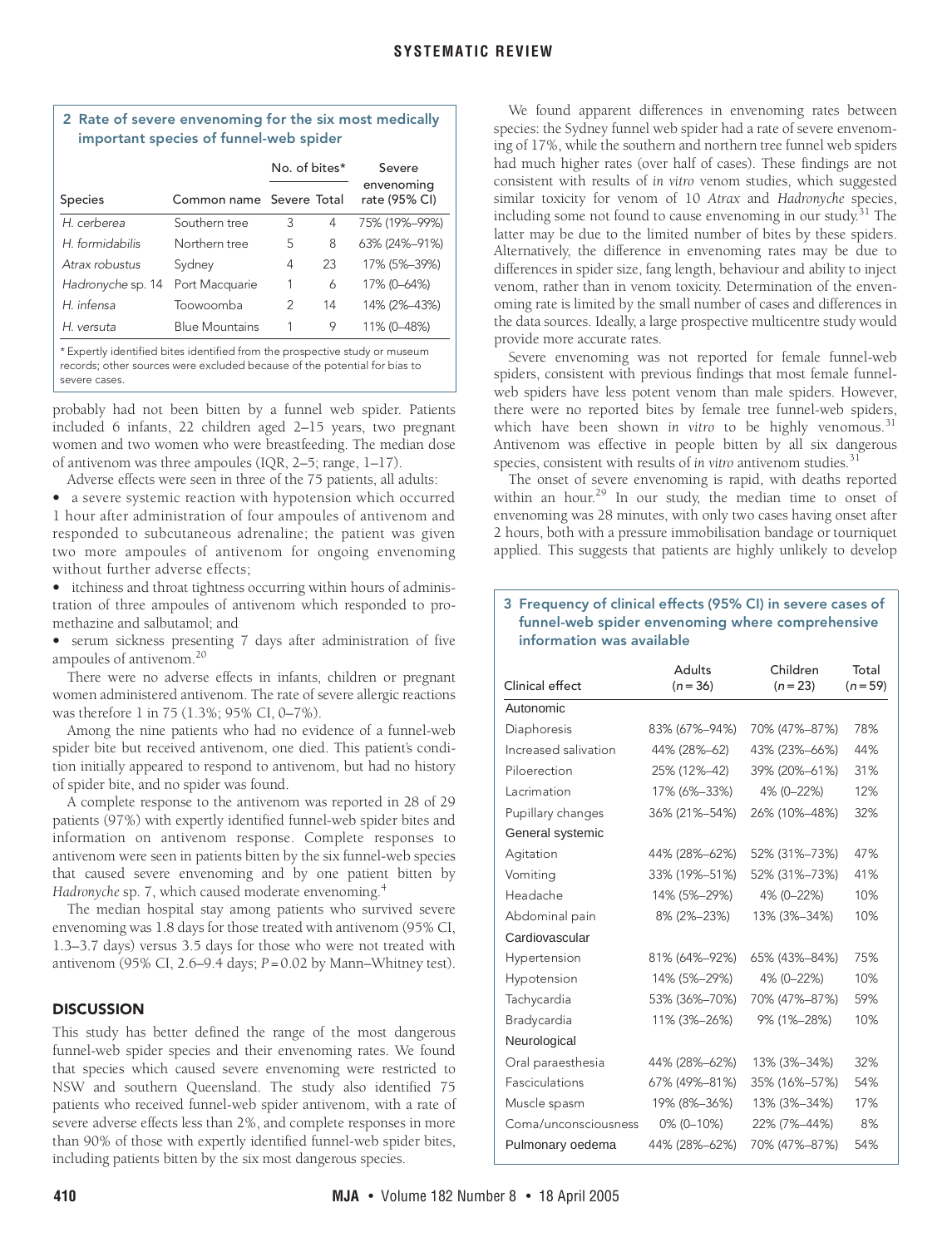**2 Rate of severe envenoming for the six most medically important species of funnel-web spider**

| Species | Common name | No. of bites* Severe | Total | Severe envenoming rate (95% CI) |
|---|---|---|---|---|
| *H. cerberea* | Southern tree | 3 | 4 | 75% (19%–99%) |
| *H. formidabilis* | Northern tree | 5 | 8 | 63% (24%–91%) |
| *Atrax robustus* | Sydney | 4 | 23 | 17% (5%–39%) |
| *Hadronyche* sp. 14 | Port Macquarie | 1 | 6 | 17% (0–64%) |
| *H. infensa* | Toowoomba | 2 | 14 | 14% (2%–43%) |
| *H. versuta* | Blue Mountains | 1 | 9 | 11% (0–48%) |

\* Expertly identified bites identified from the prospective study or museum records; other sources were excluded because of the potential for bias to severe cases.

probably had not been bitten by a funnel web spider. Patients included 6 infants, 22 children aged 2–15 years, two pregnant women and two women who were breastfeeding. The median dose of antivenom was three ampoules (IQR, 2–5; range, 1–17).

Adverse effects were seen in three of the 75 patients, all adults:

- a severe systemic reaction with hypotension which occurred 1 hour after administration of four ampoules of antivenom and responded to subcutaneous adrenaline; the patient was given two more ampoules of antivenom for ongoing envenoming without further adverse effects;
- itchiness and throat tightness occurring within hours of administration of three ampoules of antivenom which responded to promethazine and salbutamol; and
- serum sickness presenting 7 days after administration of five ampoules of antivenom.[20]

There were no adverse effects in infants, children or pregnant women administered antivenom. The rate of severe allergic reactions was therefore 1 in 75 (1.3%; 95% CI, 0–7%).

Among the nine patients who had no evidence of a funnel-web spider bite but received antivenom, one died. This patient's condition initially appeared to respond to antivenom, but had no history of spider bite, and no spider was found.

A complete response to the antivenom was reported in 28 of 29 patients (97%) with expertly identified funnel-web spider bites and information on antivenom response. Complete responses to antivenom were seen in patients bitten by the six funnel-web species that caused severe envenoming and by one patient bitten by *Hadronyche* sp. 7, which caused moderate envenoming.[4]

The median hospital stay among patients who survived severe envenoming was 1.8 days for those treated with antivenom (95% CI, 1.3–3.7 days) versus 3.5 days for those who were not treated with antivenom (95% CI, 2.6–9.4 days; $P = 0.02$ by Mann–Whitney test).

## DISCUSSION

This study has better defined the range of the most dangerous funnel-web spider species and their envenoming rates. We found that species which caused severe envenoming were restricted to NSW and southern Queensland. The study also identified 75 patients who received funnel-web spider antivenom, with a rate of severe adverse effects less than 2%, and complete responses in more than 90% of those with expertly identified funnel-web spider bites, including patients bitten by the six most dangerous species.

We found apparent differences in envenoming rates between species: the Sydney funnel web spider had a rate of severe envenoming of 17%, while the southern and northern tree funnel web spiders had much higher rates (over half of cases). These findings are not consistent with results of *in vitro* venom studies, which suggested similar toxicity for venom of 10 *Atrax* and *Hadronyche* species, including some not found to cause envenoming in our study.[31] The latter may be due to the limited number of bites by these spiders. Alternatively, the difference in envenoming rates may be due to differences in spider size, fang length, behaviour and ability to inject venom, rather than in venom toxicity. Determination of the envenoming rate is limited by the small number of cases and differences in the data sources. Ideally, a large prospective multicentre study would provide more accurate rates.

Severe envenoming was not reported for female funnel-web spiders, consistent with previous findings that most female funnel-web spiders have less potent venom than male spiders. However, there were no reported bites by female tree funnel-web spiders, which have been shown *in vitro* to be highly venomous.[31] Antivenom was effective in people bitten by all six dangerous species, consistent with results of *in vitro* antivenom studies.[31]

The onset of severe envenoming is rapid, with deaths reported within an hour.[29] In our study, the median time to onset of envenoming was 28 minutes, with only two cases having onset after 2 hours, both with a pressure immobilisation bandage or tourniquet applied. This suggests that patients are highly unlikely to develop

**3 Frequency of clinical effects (95% CI) in severe cases of funnel-web spider envenoming where comprehensive information was available**

| Clinical effect | Adults ($n = 36$) | Children ($n = 23$) | Total ($n = 59$) |
|---|---|---|---|
| **Autonomic** | | | |
| Diaphoresis | 83% (67%–94%) | 70% (47%–87%) | 78% |
| Increased salivation | 44% (28%–62) | 43% (23%–66%) | 44% |
| Piloerection | 25% (12%–42) | 39% (20%–61%) | 31% |
| Lacrimation | 17% (6%–33%) | 4% (0–22%) | 12% |
| Pupillary changes | 36% (21%–54%) | 26% (10%–48%) | 32% |
| **General systemic** | | | |
| Agitation | 44% (28%–62%) | 52% (31%–73%) | 47% |
| Vomiting | 33% (19%–51%) | 52% (31%–73%) | 41% |
| Headache | 14% (5%–29%) | 4% (0–22%) | 10% |
| Abdominal pain | 8% (2%–23%) | 13% (3%–34%) | 10% |
| **Cardiovascular** | | | |
| Hypertension | 81% (64%–92%) | 65% (43%–84%) | 75% |
| Hypotension | 14% (5%–29%) | 4% (0–22%) | 10% |
| Tachycardia | 53% (36%–70%) | 70% (47%–87%) | 59% |
| Bradycardia | 11% (3%–26%) | 9% (1%–28%) | 10% |
| **Neurological** | | | |
| Oral paraesthesia | 44% (28%–62%) | 13% (3%–34%) | 32% |
| Fasciculations | 67% (49%–81%) | 35% (16%–57%) | 54% |
| Muscle spasm | 19% (8%–36%) | 13% (3%–34%) | 17% |
| Coma/unconsciousness | 0% (0–10%) | 22% (7%–44%) | 8% |
| **Pulmonary oedema** | 44% (28%–62%) | 70% (47%–87%) | 54% |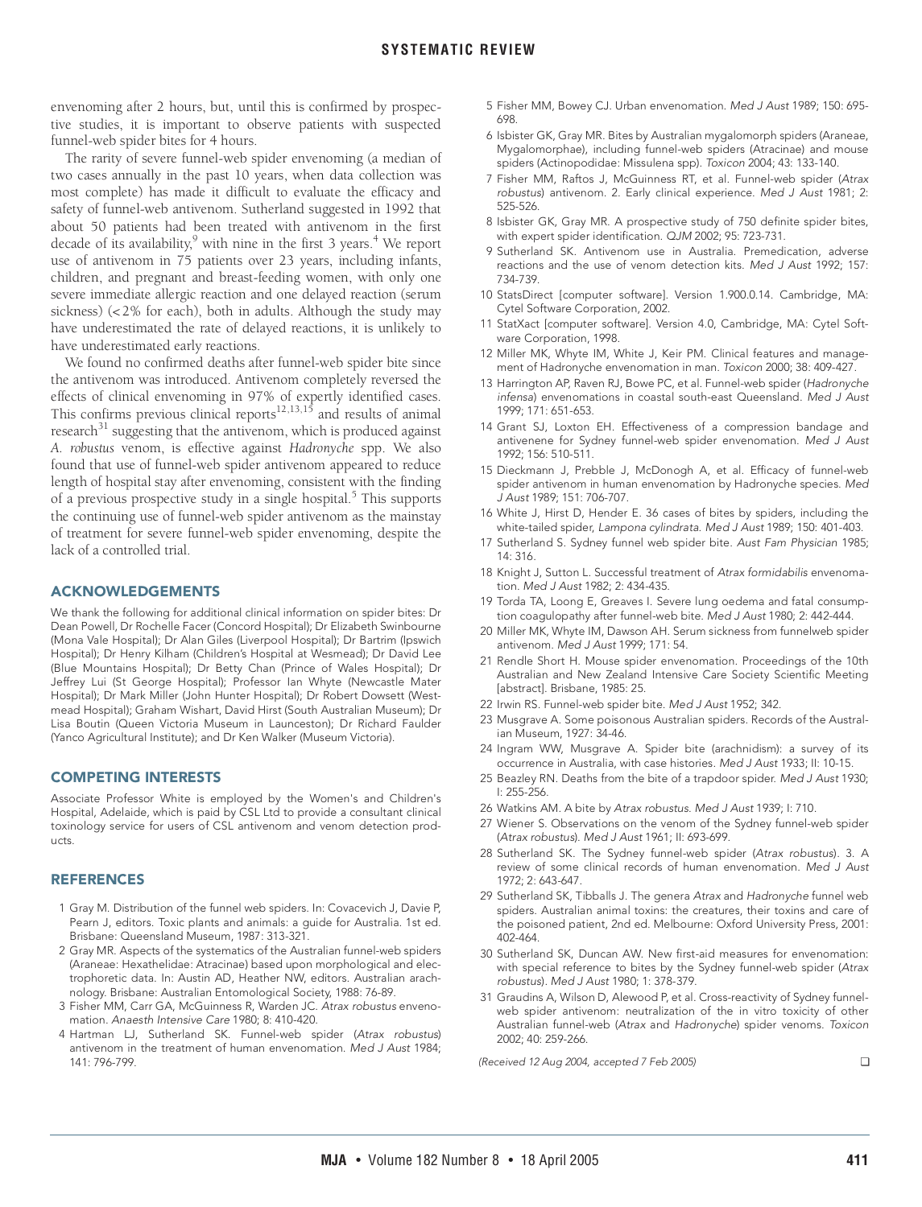envenoming after 2 hours, but, until this is confirmed by prospective studies, it is important to observe patients with suspected funnel-web spider bites for 4 hours.

The rarity of severe funnel-web spider envenoming (a median of two cases annually in the past 10 years, when data collection was most complete) has made it difficult to evaluate the efficacy and safety of funnel-web antivenom. Sutherland suggested in 1992 that about 50 patients had been treated with antivenom in the first decade of its availability,[9] with nine in the first 3 years.[4] We report use of antivenom in 75 patients over 23 years, including infants, children, and pregnant and breast-feeding women, with only one severe immediate allergic reaction and one delayed reaction (serum sickness) (<2% for each), both in adults. Although the study may have underestimated the rate of delayed reactions, it is unlikely to have underestimated early reactions.

We found no confirmed deaths after funnel-web spider bite since the antivenom was introduced. Antivenom completely reversed the effects of clinical envenoming in 97% of expertly identified cases. This confirms previous clinical reports[12,13,15] and results of animal research[31] suggesting that the antivenom, which is produced against *A. robustus* venom, is effective against *Hadronyche* spp. We also found that use of funnel-web spider antivenom appeared to reduce length of hospital stay after envenoming, consistent with the finding of a previous prospective study in a single hospital.[5] This supports the continuing use of funnel-web spider antivenom as the mainstay of treatment for severe funnel-web spider envenoming, despite the lack of a controlled trial.

## ACKNOWLEDGEMENTS

We thank the following for additional clinical information on spider bites: Dr Dean Powell, Dr Rochelle Facer (Concord Hospital); Dr Elizabeth Swinbourne (Mona Vale Hospital); Dr Alan Giles (Liverpool Hospital); Dr Bartrim (Ipswich Hospital); Dr Henry Kilham (Children's Hospital at Wesmead); Dr David Lee (Blue Mountains Hospital); Dr Betty Chan (Prince of Wales Hospital); Dr Jeffrey Lui (St George Hospital); Professor Ian Whyte (Newcastle Mater Hospital); Dr Mark Miller (John Hunter Hospital); Dr Robert Dowsett (Westmead Hospital); Graham Wishart, David Hirst (South Australian Museum); Dr Lisa Boutin (Queen Victoria Museum in Launceston); Dr Richard Faulder (Yanco Agricultural Institute); and Dr Ken Walker (Museum Victoria).

## COMPETING INTERESTS

Associate Professor White is employed by the Women's and Children's Hospital, Adelaide, which is paid by CSL Ltd to provide a consultant clinical toxinology service for users of CSL antivenom and venom detection products.

## REFERENCES

1 Gray M. Distribution of the funnel web spiders. In: Covacevich J, Davie P, Pearn J, editors. Toxic plants and animals: a guide for Australia. 1st ed. Brisbane: Queensland Museum, 1987: 313-321.

2 Gray MR. Aspects of the systematics of the Australian funnel-web spiders (Araneae: Hexathelidae: Atracinae) based upon morphological and electrophoretic data. In: Austin AD, Heather NW, editors. Australian arachnology. Brisbane: Australian Entomological Society, 1988: 76-89.

3 Fisher MM, Carr GA, McGuinness R, Warden JC. *Atrax robustus* envenomation. *Anaesth Intensive Care* 1980; 8: 410-420.

4 Hartman LJ, Sutherland SK. Funnel-web spider (*Atrax robustus*) antivenom in the treatment of human envenomation. *Med J Aust* 1984; 141: 796-799.

5 Fisher MM, Bowey CJ. Urban envenomation. *Med J Aust* 1989; 150: 695-698.

6 Isbister GK, Gray MR. Bites by Australian mygalomorph spiders (Araneae, Mygalomorphae), including funnel-web spiders (Atracinae) and mouse spiders (Actinopodidae: Missulena spp). *Toxicon* 2004; 43: 133-140.

7 Fisher MM, Raftos J, McGuinness RT, et al. Funnel-web spider (*Atrax robustus*) antivenom. 2. Early clinical experience. *Med J Aust* 1981; 2: 525-526.

8 Isbister GK, Gray MR. A prospective study of 750 definite spider bites, with expert spider identification. *QJM* 2002; 95: 723-731.

9 Sutherland SK. Antivenom use in Australia. Premedication, adverse reactions and the use of venom detection kits. *Med J Aust* 1992; 157: 734-739.

10 StatsDirect [computer software]. Version 1.900.0.14. Cambridge, MA: Cytel Software Corporation, 2002.

11 StatXact [computer software]. Version 4.0, Cambridge, MA: Cytel Software Corporation, 1998.

12 Miller MK, Whyte IM, White J, Keir PM. Clinical features and management of Hadronyche envenomation in man. *Toxicon* 2000; 38: 409-427.

13 Harrington AP, Raven RJ, Bowe PC, et al. Funnel-web spider (*Hadronyche infensa*) envenomations in coastal south-east Queensland. *Med J Aust* 1999; 171: 651-653.

14 Grant SJ, Loxton EH. Effectiveness of a compression bandage and antivenene for Sydney funnel-web spider envenomation. *Med J Aust* 1992; 156: 510-511.

15 Dieckmann J, Prebble J, McDonogh A, et al. Efficacy of funnel-web spider antivenom in human envenomation by Hadronyche species. *Med J Aust* 1989; 151: 706-707.

16 White J, Hirst D, Hender E. 36 cases of bites by spiders, including the white-tailed spider, *Lampona cylindrata*. *Med J Aust* 1989; 150: 401-403.

17 Sutherland S. Sydney funnel web spider bite. *Aust Fam Physician* 1985; 14: 316.

18 Knight J, Sutton L. Successful treatment of *Atrax formidabilis* envenomation. *Med J Aust* 1982; 2: 434-435.

19 Torda TA, Loong E, Greaves I. Severe lung oedema and fatal consumption coagulopathy after funnel-web bite. *Med J Aust* 1980; 2: 442-444.

20 Miller MK, Whyte IM, Dawson AH. Serum sickness from funnelweb spider antivenom. *Med J Aust* 1999; 171: 54.

21 Rendle Short H. Mouse spider envenomation. Proceedings of the 10th Australian and New Zealand Intensive Care Society Scientific Meeting [abstract]. Brisbane, 1985: 25.

22 Irwin RS. Funnel-web spider bite. *Med J Aust* 1952; 342.

23 Musgrave A. Some poisonous Australian spiders. Records of the Australian Museum, 1927: 34-46.

24 Ingram WW, Musgrave A. Spider bite (arachnidism): a survey of its occurrence in Australia, with case histories. *Med J Aust* 1933; II: 10-15.

25 Beazley RN. Deaths from the bite of a trapdoor spider. *Med J Aust* 1930; I: 255-256.

26 Watkins AM. A bite by *Atrax robustus*. *Med J Aust* 1939; I: 710.

27 Wiener S. Observations on the venom of the Sydney funnel-web spider (*Atrax robustus*). *Med J Aust* 1961; II: 693-699.

28 Sutherland SK. The Sydney funnel-web spider (*Atrax robustus*). 3. A review of some clinical records of human envenomation. *Med J Aust* 1972; 2: 643-647.

29 Sutherland SK, Tibballs J. The genera *Atrax* and *Hadronyche* funnel web spiders. Australian animal toxins: the creatures, their toxins and care of the poisoned patient, 2nd ed. Melbourne: Oxford University Press, 2001: 402-464.

30 Sutherland SK, Duncan AW. New first-aid measures for envenomation: with special reference to bites by the Sydney funnel-web spider (*Atrax robustus*). *Med J Aust* 1980; 1: 378-379.

31 Graudins A, Wilson D, Alewood P, et al. Cross-reactivity of Sydney funnel-web spider antivenom: neutralization of the in vitro toxicity of other Australian funnel-web (*Atrax* and *Hadronyche*) spider venoms. *Toxicon* 2002; 40: 259-266.

*(Received 12 Aug 2004, accepted 7 Feb 2005)*